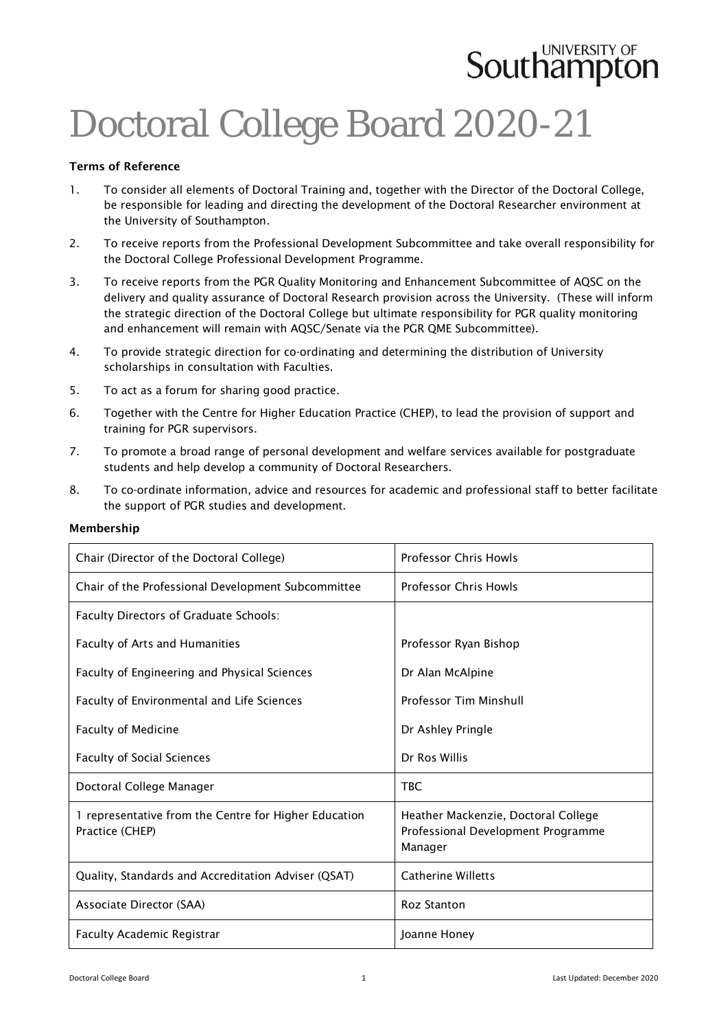# Doctoral College Board 2020-21

**Terms of Reference**

1. To consider all elements of Doctoral Training and, together with the Director of the Doctoral College, be responsible for leading and directing the development of the Doctoral Researcher environment at the University of Southampton.
2. To receive reports from the Professional Development Subcommittee and take overall responsibility for the Doctoral College Professional Development Programme.
3. To receive reports from the PGR Quality Monitoring and Enhancement Subcommittee of AQSC on the delivery and quality assurance of Doctoral Research provision across the University. (These will inform the strategic direction of the Doctoral College but ultimate responsibility for PGR quality monitoring and enhancement will remain with AQSC/Senate via the PGR QME Subcommittee).
4. To provide strategic direction for co-ordinating and determining the distribution of University scholarships in consultation with Faculties.
5. To act as a forum for sharing good practice.
6. Together with the Centre for Higher Education Practice (CHEP), to lead the provision of support and training for PGR supervisors.
7. To promote a broad range of personal development and welfare services available for postgraduate students and help develop a community of Doctoral Researchers.
8. To co-ordinate information, advice and resources for academic and professional staff to better facilitate the support of PGR studies and development.

**Membership**

| | |
|---|---|
| Chair (Director of the Doctoral College) | Professor Chris Howls |
| Chair of the Professional Development Subcommittee | Professor Chris Howls |
| Faculty Directors of Graduate Schools: | |
| Faculty of Arts and Humanities | Professor Ryan Bishop |
| Faculty of Engineering and Physical Sciences | Dr Alan McAlpine |
| Faculty of Environmental and Life Sciences | Professor Tim Minshull |
| Faculty of Medicine | Dr Ashley Pringle |
| Faculty of Social Sciences | Dr Ros Willis |
| Doctoral College Manager | TBC |
| 1 representative from the Centre for Higher Education Practice (CHEP) | Heather Mackenzie, Doctoral College Professional Development Programme Manager |
| Quality, Standards and Accreditation Adviser (QSAT) | Catherine Willetts |
| Associate Director (SAA) | Roz Stanton |
| Faculty Academic Registrar | Joanne Honey |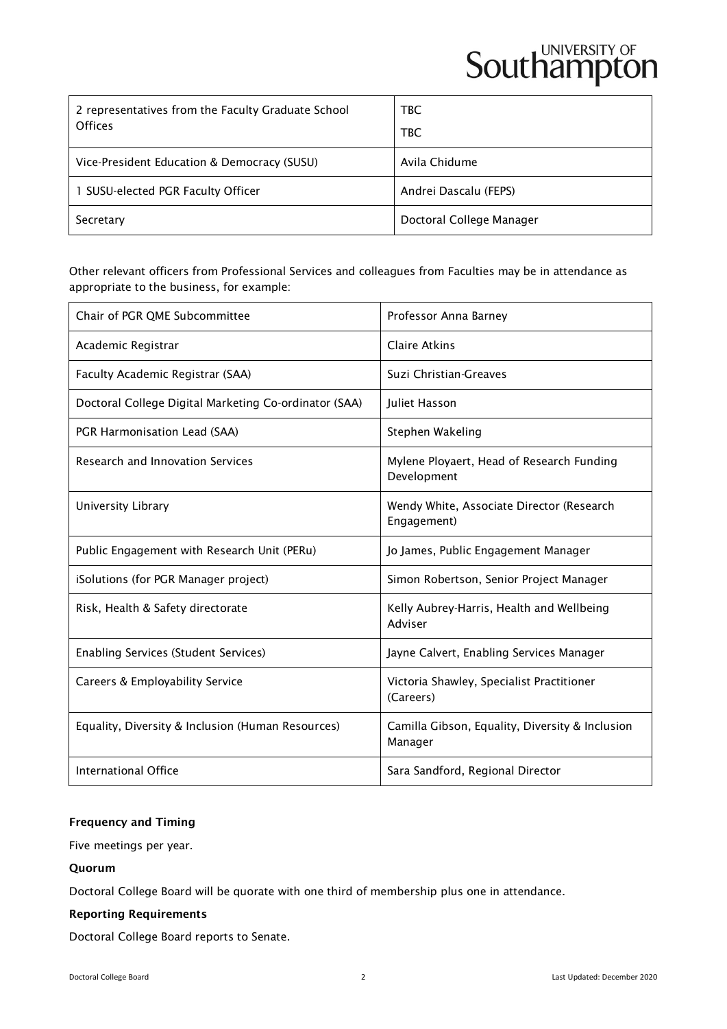| | |
|---|---|
| 2 representatives from the Faculty Graduate School Offices | TBC<br>TBC |
| Vice-President Education & Democracy (SUSU) | Avila Chidume |
| 1 SUSU-elected PGR Faculty Officer | Andrei Dascalu (FEPS) |
| Secretary | Doctoral College Manager |

Other relevant officers from Professional Services and colleagues from Faculties may be in attendance as appropriate to the business, for example:

| | |
|---|---|
| Chair of PGR QME Subcommittee | Professor Anna Barney |
| Academic Registrar | Claire Atkins |
| Faculty Academic Registrar (SAA) | Suzi Christian-Greaves |
| Doctoral College Digital Marketing Co-ordinator (SAA) | Juliet Hasson |
| PGR Harmonisation Lead (SAA) | Stephen Wakeling |
| Research and Innovation Services | Mylene Ployaert, Head of Research Funding Development |
| University Library | Wendy White, Associate Director (Research Engagement) |
| Public Engagement with Research Unit (PERu) | Jo James, Public Engagement Manager |
| iSolutions (for PGR Manager project) | Simon Robertson, Senior Project Manager |
| Risk, Health & Safety directorate | Kelly Aubrey-Harris, Health and Wellbeing Adviser |
| Enabling Services (Student Services) | Jayne Calvert, Enabling Services Manager |
| Careers & Employability Service | Victoria Shawley, Specialist Practitioner (Careers) |
| Equality, Diversity & Inclusion (Human Resources) | Camilla Gibson, Equality, Diversity & Inclusion Manager |
| International Office | Sara Sandford, Regional Director |

**Frequency and Timing**

Five meetings per year.

**Quorum**

Doctoral College Board will be quorate with one third of membership plus one in attendance.

**Reporting Requirements**

Doctoral College Board reports to Senate.